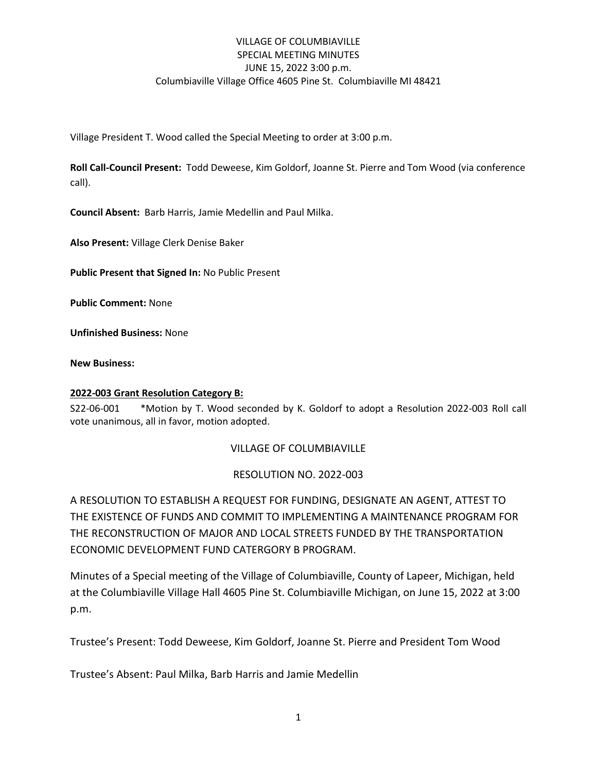VILLAGE OF COLUMBIAVILLE
SPECIAL MEETING MINUTES
JUNE 15, 2022 3:00 p.m.
Columbiaville Village Office 4605 Pine St. Columbiaville MI 48421

Village President T. Wood called the Special Meeting to order at 3:00 p.m.

**Roll Call-Council Present:** Todd Deweese, Kim Goldorf, Joanne St. Pierre and Tom Wood (via conference call).

**Council Absent:** Barb Harris, Jamie Medellin and Paul Milka.

**Also Present:** Village Clerk Denise Baker

**Public Present that Signed In:** No Public Present

**Public Comment:** None

**Unfinished Business:** None

**New Business:**

**2022-003 Grant Resolution Category B:**

S22-06-001 *Motion by T. Wood seconded by K. Goldorf to adopt a Resolution 2022-003 Roll call vote unanimous, all in favor, motion adopted.

VILLAGE OF COLUMBIAVILLE

RESOLUTION NO. 2022-003

A RESOLUTION TO ESTABLISH A REQUEST FOR FUNDING, DESIGNATE AN AGENT, ATTEST TO THE EXISTENCE OF FUNDS AND COMMIT TO IMPLEMENTING A MAINTENANCE PROGRAM FOR THE RECONSTRUCTION OF MAJOR AND LOCAL STREETS FUNDED BY THE TRANSPORTATION ECONOMIC DEVELOPMENT FUND CATERGORY B PROGRAM.

Minutes of a Special meeting of the Village of Columbiaville, County of Lapeer, Michigan, held at the Columbiaville Village Hall 4605 Pine St. Columbiaville Michigan, on June 15, 2022 at 3:00 p.m.

Trustee's Present: Todd Deweese, Kim Goldorf, Joanne St. Pierre and President Tom Wood

Trustee's Absent: Paul Milka, Barb Harris and Jamie Medellin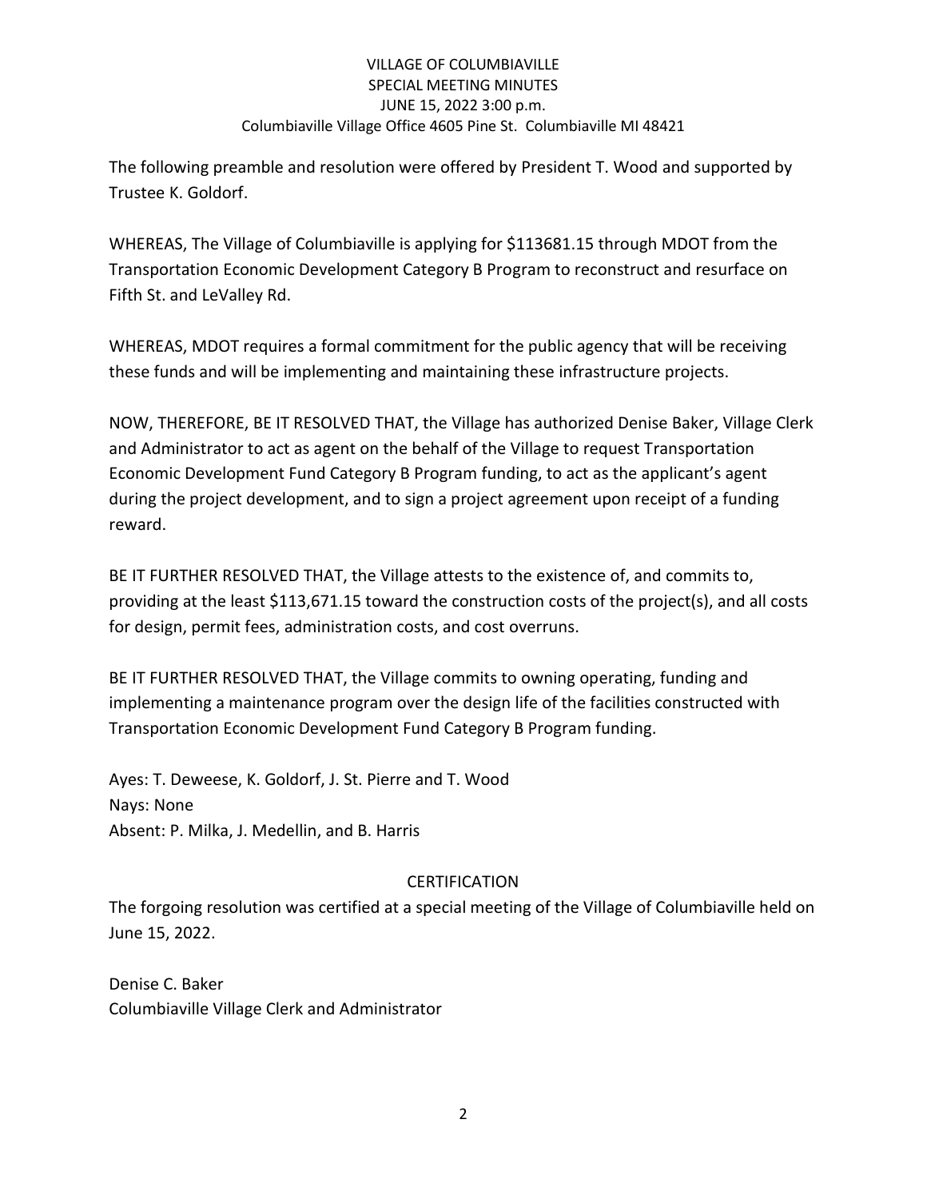VILLAGE OF COLUMBIAVILLE
SPECIAL MEETING MINUTES
JUNE 15, 2022 3:00 p.m.
Columbiaville Village Office 4605 Pine St. Columbiaville MI 48421

The following preamble and resolution were offered by President T. Wood and supported by Trustee K. Goldorf.

WHEREAS, The Village of Columbiaville is applying for $113681.15 through MDOT from the Transportation Economic Development Category B Program to reconstruct and resurface on Fifth St. and LeValley Rd.

WHEREAS, MDOT requires a formal commitment for the public agency that will be receiving these funds and will be implementing and maintaining these infrastructure projects.

NOW, THEREFORE, BE IT RESOLVED THAT, the Village has authorized Denise Baker, Village Clerk and Administrator to act as agent on the behalf of the Village to request Transportation Economic Development Fund Category B Program funding, to act as the applicant's agent during the project development, and to sign a project agreement upon receipt of a funding reward.

BE IT FURTHER RESOLVED THAT, the Village attests to the existence of, and commits to, providing at the least $113,671.15 toward the construction costs of the project(s), and all costs for design, permit fees, administration costs, and cost overruns.

BE IT FURTHER RESOLVED THAT, the Village commits to owning operating, funding and implementing a maintenance program over the design life of the facilities constructed with Transportation Economic Development Fund Category B Program funding.

Ayes: T. Deweese, K. Goldorf, J. St. Pierre and T. Wood
Nays: None
Absent: P. Milka, J. Medellin, and B. Harris

CERTIFICATION

The forgoing resolution was certified at a special meeting of the Village of Columbiaville held on June 15, 2022.

Denise C. Baker
Columbiaville Village Clerk and Administrator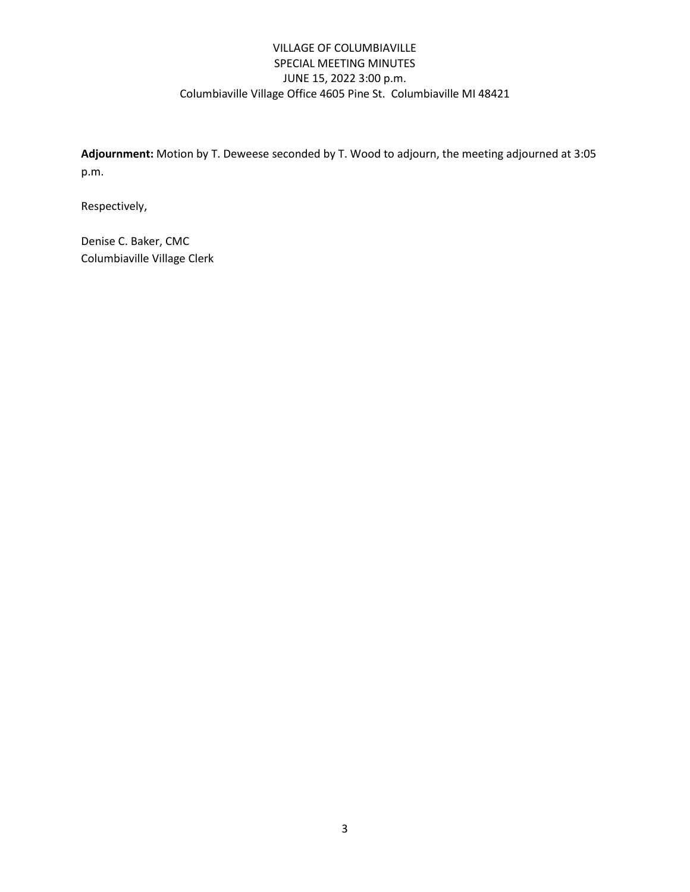VILLAGE OF COLUMBIAVILLE
SPECIAL MEETING MINUTES
JUNE 15, 2022 3:00 p.m.
Columbiaville Village Office 4605 Pine St. Columbiaville MI 48421

**Adjournment:** Motion by T. Deweese seconded by T. Wood to adjourn, the meeting adjourned at 3:05 p.m.

Respectively,

Denise C. Baker, CMC
Columbiaville Village Clerk